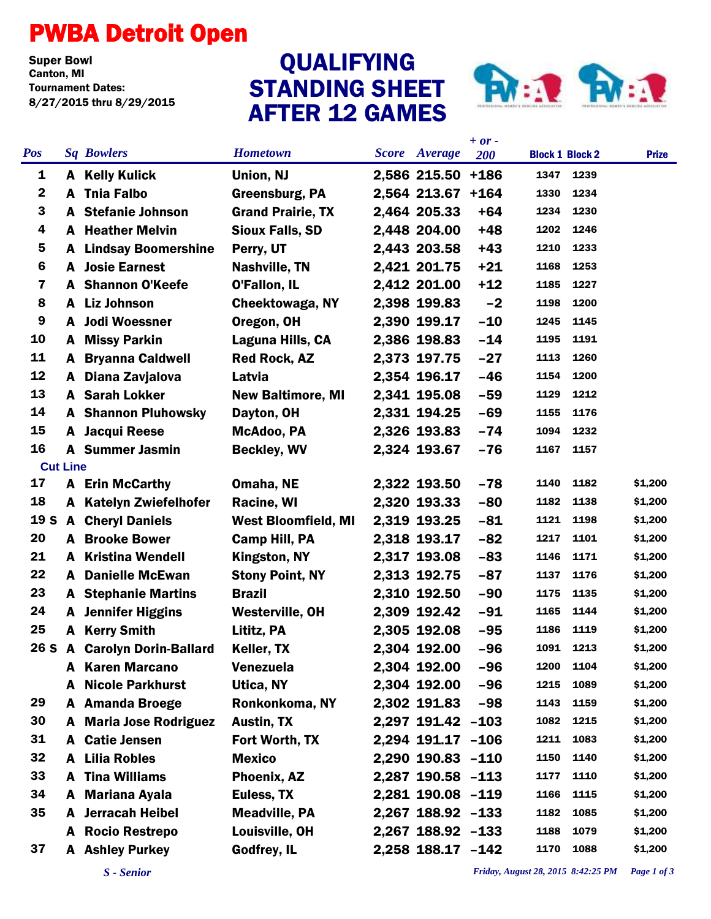# PWBA Detroit Open

**Super Bowl**
**Canton, MI**
**Tournament Dates:**
**8/27/2015 thru 8/29/2015**

## QUALIFYING STANDING SHEET AFTER 12 GAMES

| Pos | Sq | Bowlers | Hometown | Score | Average | + or - 200 | Block 1 | Block 2 | Prize |
|---|---|---|---|---|---|---|---|---|---|
| 1 | A | Kelly Kulick | Union, NJ | 2,586 | 215.50 | +186 | 1347 | 1239 | |
| 2 | A | Tnia Falbo | Greensburg, PA | 2,564 | 213.67 | +164 | 1330 | 1234 | |
| 3 | A | Stefanie Johnson | Grand Prairie, TX | 2,464 | 205.33 | +64 | 1234 | 1230 | |
| 4 | A | Heather Melvin | Sioux Falls, SD | 2,448 | 204.00 | +48 | 1202 | 1246 | |
| 5 | A | Lindsay Boomershine | Perry, UT | 2,443 | 203.58 | +43 | 1210 | 1233 | |
| 6 | A | Josie Earnest | Nashville, TN | 2,421 | 201.75 | +21 | 1168 | 1253 | |
| 7 | A | Shannon O'Keefe | O'Fallon, IL | 2,412 | 201.00 | +12 | 1185 | 1227 | |
| 8 | A | Liz Johnson | Cheektowaga, NY | 2,398 | 199.83 | -2 | 1198 | 1200 | |
| 9 | A | Jodi Woessner | Oregon, OH | 2,390 | 199.17 | -10 | 1245 | 1145 | |
| 10 | A | Missy Parkin | Laguna Hills, CA | 2,386 | 198.83 | -14 | 1195 | 1191 | |
| 11 | A | Bryanna Caldwell | Red Rock, AZ | 2,373 | 197.75 | -27 | 1113 | 1260 | |
| 12 | A | Diana Zavjalova | Latvia | 2,354 | 196.17 | -46 | 1154 | 1200 | |
| 13 | A | Sarah Lokker | New Baltimore, MI | 2,341 | 195.08 | -59 | 1129 | 1212 | |
| 14 | A | Shannon Pluhowsky | Dayton, OH | 2,331 | 194.25 | -69 | 1155 | 1176 | |
| 15 | A | Jacqui Reese | McAdoo, PA | 2,326 | 193.83 | -74 | 1094 | 1232 | |
| 16 | A | Summer Jasmin | Beckley, WV | 2,324 | 193.67 | -76 | 1167 | 1157 | |
| **Cut Line** | | | | | | | | | |
| 17 | A | Erin McCarthy | Omaha, NE | 2,322 | 193.50 | -78 | 1140 | 1182 | $1,200 |
| 18 | A | Katelyn Zwiefelhofer | Racine, WI | 2,320 | 193.33 | -80 | 1182 | 1138 | $1,200 |
| 19 S | A | Cheryl Daniels | West Bloomfield, MI | 2,319 | 193.25 | -81 | 1121 | 1198 | $1,200 |
| 20 | A | Brooke Bower | Camp Hill, PA | 2,318 | 193.17 | -82 | 1217 | 1101 | $1,200 |
| 21 | A | Kristina Wendell | Kingston, NY | 2,317 | 193.08 | -83 | 1146 | 1171 | $1,200 |
| 22 | A | Danielle McEwan | Stony Point, NY | 2,313 | 192.75 | -87 | 1137 | 1176 | $1,200 |
| 23 | A | Stephanie Martins | Brazil | 2,310 | 192.50 | -90 | 1175 | 1135 | $1,200 |
| 24 | A | Jennifer Higgins | Westerville, OH | 2,309 | 192.42 | -91 | 1165 | 1144 | $1,200 |
| 25 | A | Kerry Smith | Lititz, PA | 2,305 | 192.08 | -95 | 1186 | 1119 | $1,200 |
| 26 S | A | Carolyn Dorin-Ballard | Keller, TX | 2,304 | 192.00 | -96 | 1091 | 1213 | $1,200 |
| | A | Karen Marcano | Venezuela | 2,304 | 192.00 | -96 | 1200 | 1104 | $1,200 |
| | A | Nicole Parkhurst | Utica, NY | 2,304 | 192.00 | -96 | 1215 | 1089 | $1,200 |
| 29 | A | Amanda Broege | Ronkonkoma, NY | 2,302 | 191.83 | -98 | 1143 | 1159 | $1,200 |
| 30 | A | Maria Jose Rodriguez | Austin, TX | 2,297 | 191.42 | -103 | 1082 | 1215 | $1,200 |
| 31 | A | Catie Jensen | Fort Worth, TX | 2,294 | 191.17 | -106 | 1211 | 1083 | $1,200 |
| 32 | A | Lilia Robles | Mexico | 2,290 | 190.83 | -110 | 1150 | 1140 | $1,200 |
| 33 | A | Tina Williams | Phoenix, AZ | 2,287 | 190.58 | -113 | 1177 | 1110 | $1,200 |
| 34 | A | Mariana Ayala | Euless, TX | 2,281 | 190.08 | -119 | 1166 | 1115 | $1,200 |
| 35 | A | Jerracah Heibel | Meadville, PA | 2,267 | 188.92 | -133 | 1182 | 1085 | $1,200 |
| | A | Rocio Restrepo | Louisville, OH | 2,267 | 188.92 | -133 | 1188 | 1079 | $1,200 |
| 37 | A | Ashley Purkey | Godfrey, IL | 2,258 | 188.17 | -142 | 1170 | 1088 | $1,200 |

*S - Senior*

*Friday, August 28, 2015 8:42:25 PM*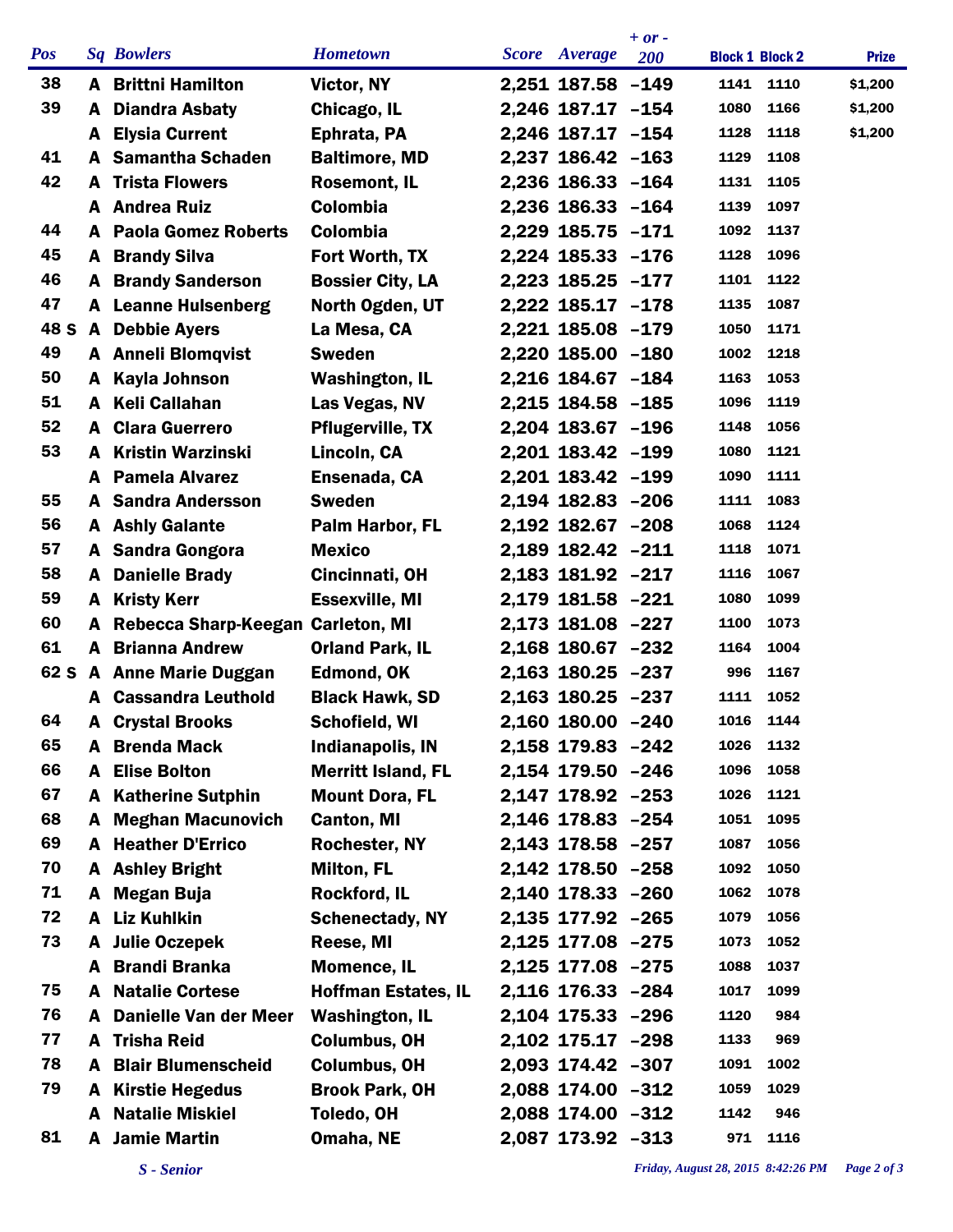| Pos | Sq | Bowlers | Hometown | Score | Average | + or - 200 | Block 1 | Block 2 | Prize |
|---|---|---|---|---|---|---|---|---|---|
| 38 | A | Brittni Hamilton | Victor, NY | 2,251 | 187.58 | -149 | 1141 | 1110 | $1,200 |
| 39 | A | Diandra Asbaty | Chicago, IL | 2,246 | 187.17 | -154 | 1080 | 1166 | $1,200 |
| | A | Elysia Current | Ephrata, PA | 2,246 | 187.17 | -154 | 1128 | 1118 | $1,200 |
| 41 | A | Samantha Schaden | Baltimore, MD | 2,237 | 186.42 | -163 | 1129 | 1108 | |
| 42 | A | Trista Flowers | Rosemont, IL | 2,236 | 186.33 | -164 | 1131 | 1105 | |
| | A | Andrea Ruiz | Colombia | 2,236 | 186.33 | -164 | 1139 | 1097 | |
| 44 | A | Paola Gomez Roberts | Colombia | 2,229 | 185.75 | -171 | 1092 | 1137 | |
| 45 | A | Brandy Silva | Fort Worth, TX | 2,224 | 185.33 | -176 | 1128 | 1096 | |
| 46 | A | Brandy Sanderson | Bossier City, LA | 2,223 | 185.25 | -177 | 1101 | 1122 | |
| 47 | A | Leanne Hulsenberg | North Ogden, UT | 2,222 | 185.17 | -178 | 1135 | 1087 | |
| 48 S | A | Debbie Ayers | La Mesa, CA | 2,221 | 185.08 | -179 | 1050 | 1171 | |
| 49 | A | Anneli Blomqvist | Sweden | 2,220 | 185.00 | -180 | 1002 | 1218 | |
| 50 | A | Kayla Johnson | Washington, IL | 2,216 | 184.67 | -184 | 1163 | 1053 | |
| 51 | A | Keli Callahan | Las Vegas, NV | 2,215 | 184.58 | -185 | 1096 | 1119 | |
| 52 | A | Clara Guerrero | Pflugerville, TX | 2,204 | 183.67 | -196 | 1148 | 1056 | |
| 53 | A | Kristin Warzinski | Lincoln, CA | 2,201 | 183.42 | -199 | 1080 | 1121 | |
| | A | Pamela Alvarez | Ensenada, CA | 2,201 | 183.42 | -199 | 1090 | 1111 | |
| 55 | A | Sandra Andersson | Sweden | 2,194 | 182.83 | -206 | 1111 | 1083 | |
| 56 | A | Ashly Galante | Palm Harbor, FL | 2,192 | 182.67 | -208 | 1068 | 1124 | |
| 57 | A | Sandra Gongora | Mexico | 2,189 | 182.42 | -211 | 1118 | 1071 | |
| 58 | A | Danielle Brady | Cincinnati, OH | 2,183 | 181.92 | -217 | 1116 | 1067 | |
| 59 | A | Kristy Kerr | Essexville, MI | 2,179 | 181.58 | -221 | 1080 | 1099 | |
| 60 | A | Rebecca Sharp-Keegan | Carleton, MI | 2,173 | 181.08 | -227 | 1100 | 1073 | |
| 61 | A | Brianna Andrew | Orland Park, IL | 2,168 | 180.67 | -232 | 1164 | 1004 | |
| 62 S | A | Anne Marie Duggan | Edmond, OK | 2,163 | 180.25 | -237 | 996 | 1167 | |
| | A | Cassandra Leuthold | Black Hawk, SD | 2,163 | 180.25 | -237 | 1111 | 1052 | |
| 64 | A | Crystal Brooks | Schofield, WI | 2,160 | 180.00 | -240 | 1016 | 1144 | |
| 65 | A | Brenda Mack | Indianapolis, IN | 2,158 | 179.83 | -242 | 1026 | 1132 | |
| 66 | A | Elise Bolton | Merritt Island, FL | 2,154 | 179.50 | -246 | 1096 | 1058 | |
| 67 | A | Katherine Sutphin | Mount Dora, FL | 2,147 | 178.92 | -253 | 1026 | 1121 | |
| 68 | A | Meghan Macunovich | Canton, MI | 2,146 | 178.83 | -254 | 1051 | 1095 | |
| 69 | A | Heather D'Errico | Rochester, NY | 2,143 | 178.58 | -257 | 1087 | 1056 | |
| 70 | A | Ashley Bright | Milton, FL | 2,142 | 178.50 | -258 | 1092 | 1050 | |
| 71 | A | Megan Buja | Rockford, IL | 2,140 | 178.33 | -260 | 1062 | 1078 | |
| 72 | A | Liz Kuhlkin | Schenectady, NY | 2,135 | 177.92 | -265 | 1079 | 1056 | |
| 73 | A | Julie Oczepek | Reese, MI | 2,125 | 177.08 | -275 | 1073 | 1052 | |
| | A | Brandi Branka | Momence, IL | 2,125 | 177.08 | -275 | 1088 | 1037 | |
| 75 | A | Natalie Cortese | Hoffman Estates, IL | 2,116 | 176.33 | -284 | 1017 | 1099 | |
| 76 | A | Danielle Van der Meer | Washington, IL | 2,104 | 175.33 | -296 | 1120 | 984 | |
| 77 | A | Trisha Reid | Columbus, OH | 2,102 | 175.17 | -298 | 1133 | 969 | |
| 78 | A | Blair Blumenscheid | Columbus, OH | 2,093 | 174.42 | -307 | 1091 | 1002 | |
| 79 | A | Kirstie Hegedus | Brook Park, OH | 2,088 | 174.00 | -312 | 1059 | 1029 | |
| | A | Natalie Miskiel | Toledo, OH | 2,088 | 174.00 | -312 | 1142 | 946 | |
| 81 | A | Jamie Martin | Omaha, NE | 2,087 | 173.92 | -313 | 971 | 1116 | |

*S - Senior*

*Friday, August 28, 2015 8:42:26 PM*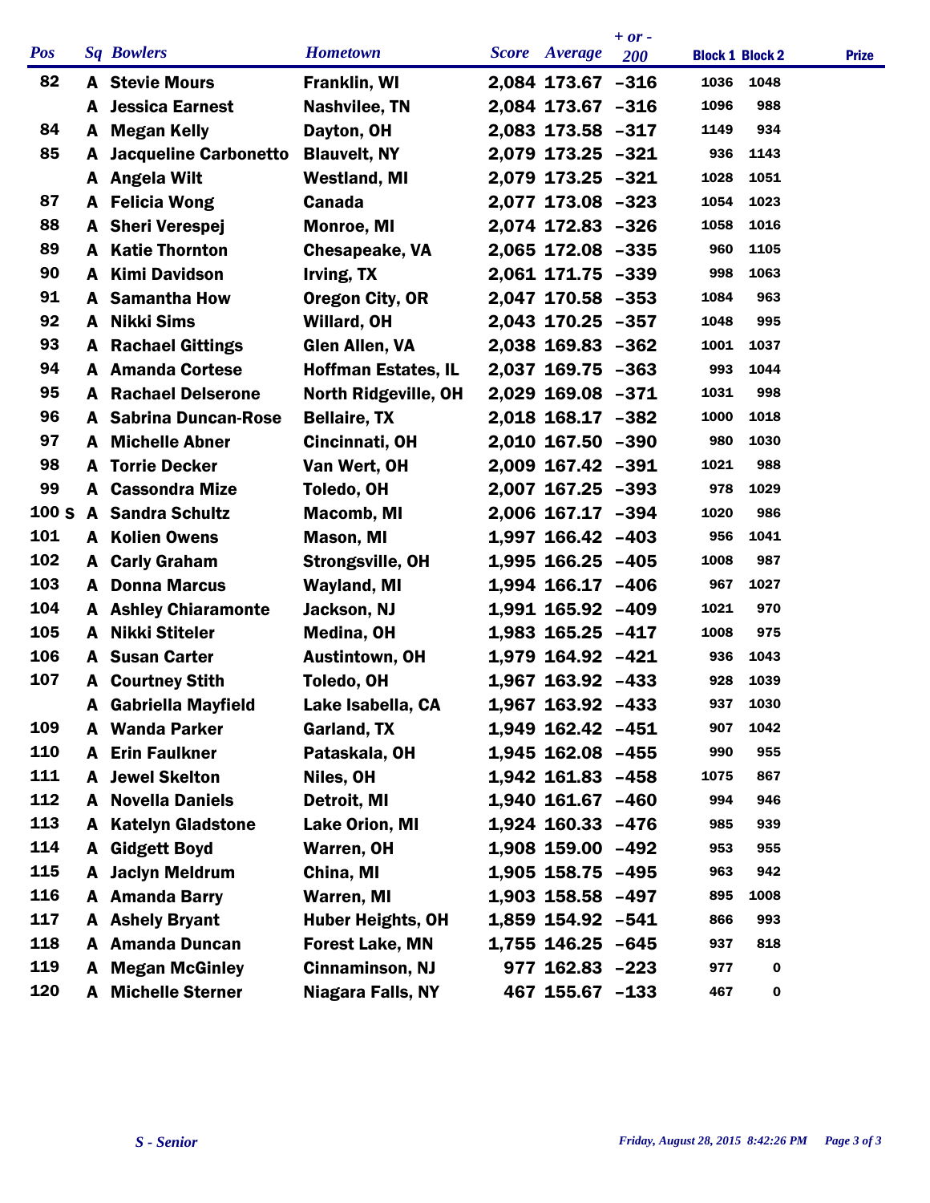| Pos | Sq | Bowlers | Hometown | Score | Average | + or - 200 | Block 1 | Block 2 | Prize |
|---|---|---|---|---|---|---|---|---|---|
| 82 | A | Stevie Mours | Franklin, WI | 2,084 | 173.67 | -316 | 1036 | 1048 | |
| | A | Jessica Earnest | Nashvilee, TN | 2,084 | 173.67 | -316 | 1096 | 988 | |
| 84 | A | Megan Kelly | Dayton, OH | 2,083 | 173.58 | -317 | 1149 | 934 | |
| 85 | A | Jacqueline Carbonetto | Blauvelt, NY | 2,079 | 173.25 | -321 | 936 | 1143 | |
| | A | Angela Wilt | Westland, MI | 2,079 | 173.25 | -321 | 1028 | 1051 | |
| 87 | A | Felicia Wong | Canada | 2,077 | 173.08 | -323 | 1054 | 1023 | |
| 88 | A | Sheri Verespej | Monroe, MI | 2,074 | 172.83 | -326 | 1058 | 1016 | |
| 89 | A | Katie Thornton | Chesapeake, VA | 2,065 | 172.08 | -335 | 960 | 1105 | |
| 90 | A | Kimi Davidson | Irving, TX | 2,061 | 171.75 | -339 | 998 | 1063 | |
| 91 | A | Samantha How | Oregon City, OR | 2,047 | 170.58 | -353 | 1084 | 963 | |
| 92 | A | Nikki Sims | Willard, OH | 2,043 | 170.25 | -357 | 1048 | 995 | |
| 93 | A | Rachael Gittings | Glen Allen, VA | 2,038 | 169.83 | -362 | 1001 | 1037 | |
| 94 | A | Amanda Cortese | Hoffman Estates, IL | 2,037 | 169.75 | -363 | 993 | 1044 | |
| 95 | A | Rachael Delserone | North Ridgeville, OH | 2,029 | 169.08 | -371 | 1031 | 998 | |
| 96 | A | Sabrina Duncan-Rose | Bellaire, TX | 2,018 | 168.17 | -382 | 1000 | 1018 | |
| 97 | A | Michelle Abner | Cincinnati, OH | 2,010 | 167.50 | -390 | 980 | 1030 | |
| 98 | A | Torrie Decker | Van Wert, OH | 2,009 | 167.42 | -391 | 1021 | 988 | |
| 99 | A | Cassondra Mize | Toledo, OH | 2,007 | 167.25 | -393 | 978 | 1029 | |
| 100 S | A | Sandra Schultz | Macomb, MI | 2,006 | 167.17 | -394 | 1020 | 986 | |
| 101 | A | Kolien Owens | Mason, MI | 1,997 | 166.42 | -403 | 956 | 1041 | |
| 102 | A | Carly Graham | Strongsville, OH | 1,995 | 166.25 | -405 | 1008 | 987 | |
| 103 | A | Donna Marcus | Wayland, MI | 1,994 | 166.17 | -406 | 967 | 1027 | |
| 104 | A | Ashley Chiaramonte | Jackson, NJ | 1,991 | 165.92 | -409 | 1021 | 970 | |
| 105 | A | Nikki Stiteler | Medina, OH | 1,983 | 165.25 | -417 | 1008 | 975 | |
| 106 | A | Susan Carter | Austintown, OH | 1,979 | 164.92 | -421 | 936 | 1043 | |
| 107 | A | Courtney Stith | Toledo, OH | 1,967 | 163.92 | -433 | 928 | 1039 | |
| | A | Gabriella Mayfield | Lake Isabella, CA | 1,967 | 163.92 | -433 | 937 | 1030 | |
| 109 | A | Wanda Parker | Garland, TX | 1,949 | 162.42 | -451 | 907 | 1042 | |
| 110 | A | Erin Faulkner | Pataskala, OH | 1,945 | 162.08 | -455 | 990 | 955 | |
| 111 | A | Jewel Skelton | Niles, OH | 1,942 | 161.83 | -458 | 1075 | 867 | |
| 112 | A | Novella Daniels | Detroit, MI | 1,940 | 161.67 | -460 | 994 | 946 | |
| 113 | A | Katelyn Gladstone | Lake Orion, MI | 1,924 | 160.33 | -476 | 985 | 939 | |
| 114 | A | Gidgett Boyd | Warren, OH | 1,908 | 159.00 | -492 | 953 | 955 | |
| 115 | A | Jaclyn Meldrum | China, MI | 1,905 | 158.75 | -495 | 963 | 942 | |
| 116 | A | Amanda Barry | Warren, MI | 1,903 | 158.58 | -497 | 895 | 1008 | |
| 117 | A | Ashely Bryant | Huber Heights, OH | 1,859 | 154.92 | -541 | 866 | 993 | |
| 118 | A | Amanda Duncan | Forest Lake, MN | 1,755 | 146.25 | -645 | 937 | 818 | |
| 119 | A | Megan McGinley | Cinnaminson, NJ | 977 | 162.83 | -223 | 977 | 0 | |
| 120 | A | Michelle Sterner | Niagara Falls, NY | 467 | 155.67 | -133 | 467 | 0 | |

*S - Senior*

*Friday, August 28, 2015 8:42:26 PM*